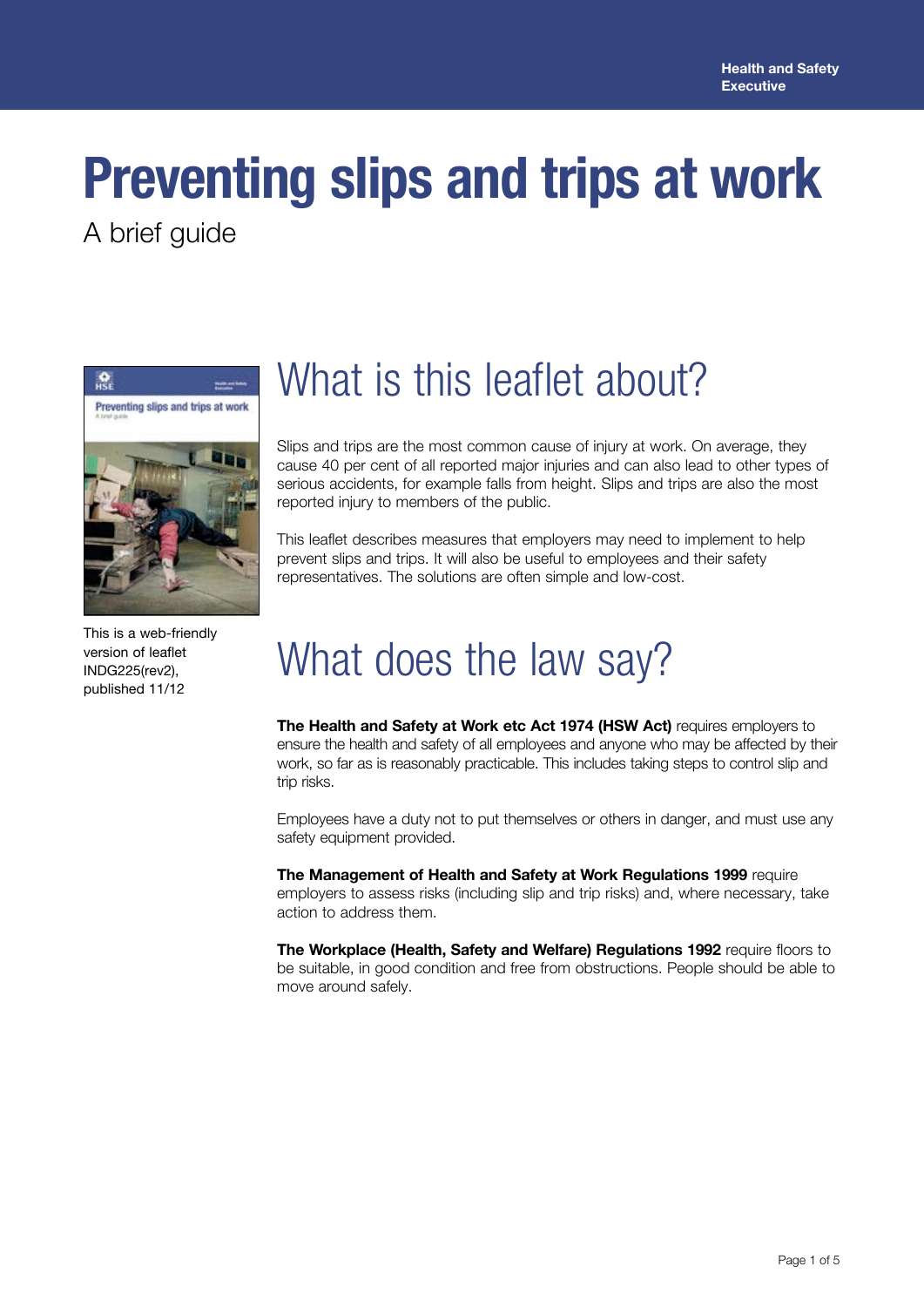Health and Safety Executive

# Preventing slips and trips at work

A brief guide

This is a web-friendly version of leaflet INDG225(rev2), published 11/12

## What is this leaflet about?

Slips and trips are the most common cause of injury at work. On average, they cause 40 per cent of all reported major injuries and can also lead to other types of serious accidents, for example falls from height. Slips and trips are also the most reported injury to members of the public.

This leaflet describes measures that employers may need to implement to help prevent slips and trips. It will also be useful to employees and their safety representatives. The solutions are often simple and low-cost.

## What does the law say?

**The Health and Safety at Work etc Act 1974 (HSW Act)** requires employers to ensure the health and safety of all employees and anyone who may be affected by their work, so far as is reasonably practicable. This includes taking steps to control slip and trip risks.

Employees have a duty not to put themselves or others in danger, and must use any safety equipment provided.

**The Management of Health and Safety at Work Regulations 1999** require employers to assess risks (including slip and trip risks) and, where necessary, take action to address them.

**The Workplace (Health, Safety and Welfare) Regulations 1992** require floors to be suitable, in good condition and free from obstructions. People should be able to move around safely.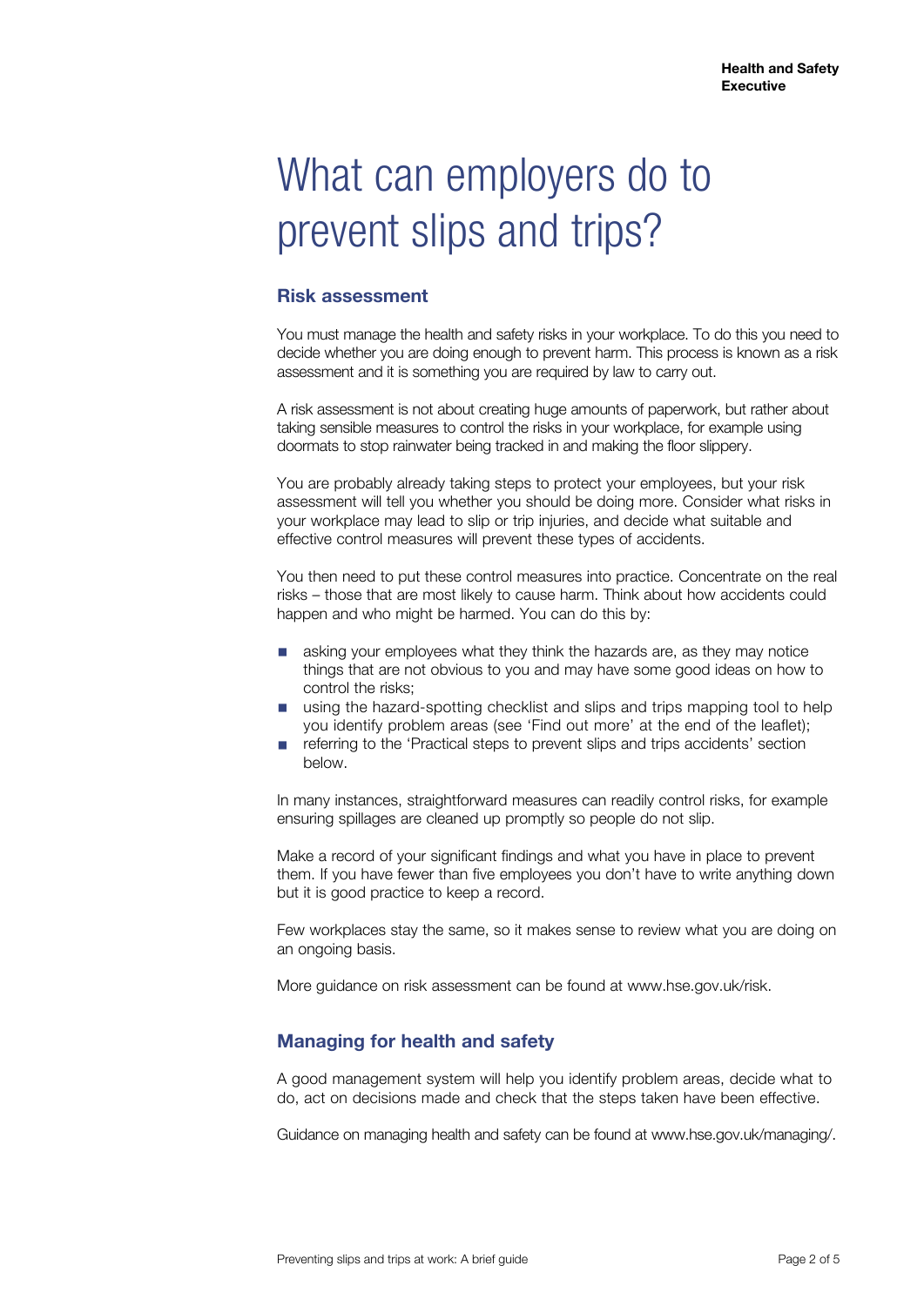# What can employers do to prevent slips and trips?

## Risk assessment

You must manage the health and safety risks in your workplace. To do this you need to decide whether you are doing enough to prevent harm. This process is known as a risk assessment and it is something you are required by law to carry out.

A risk assessment is not about creating huge amounts of paperwork, but rather about taking sensible measures to control the risks in your workplace, for example using doormats to stop rainwater being tracked in and making the floor slippery.

You are probably already taking steps to protect your employees, but your risk assessment will tell you whether you should be doing more. Consider what risks in your workplace may lead to slip or trip injuries, and decide what suitable and effective control measures will prevent these types of accidents.

You then need to put these control measures into practice. Concentrate on the real risks – those that are most likely to cause harm. Think about how accidents could happen and who might be harmed. You can do this by:

- asking your employees what they think the hazards are, as they may notice things that are not obvious to you and may have some good ideas on how to control the risks;
- using the hazard-spotting checklist and slips and trips mapping tool to help you identify problem areas (see 'Find out more' at the end of the leaflet);
- referring to the 'Practical steps to prevent slips and trips accidents' section below.

In many instances, straightforward measures can readily control risks, for example ensuring spillages are cleaned up promptly so people do not slip.

Make a record of your significant findings and what you have in place to prevent them. If you have fewer than five employees you don't have to write anything down but it is good practice to keep a record.

Few workplaces stay the same, so it makes sense to review what you are doing on an ongoing basis.

More guidance on risk assessment can be found at www.hse.gov.uk/risk.

## Managing for health and safety

A good management system will help you identify problem areas, decide what to do, act on decisions made and check that the steps taken have been effective.

Guidance on managing health and safety can be found at www.hse.gov.uk/managing/.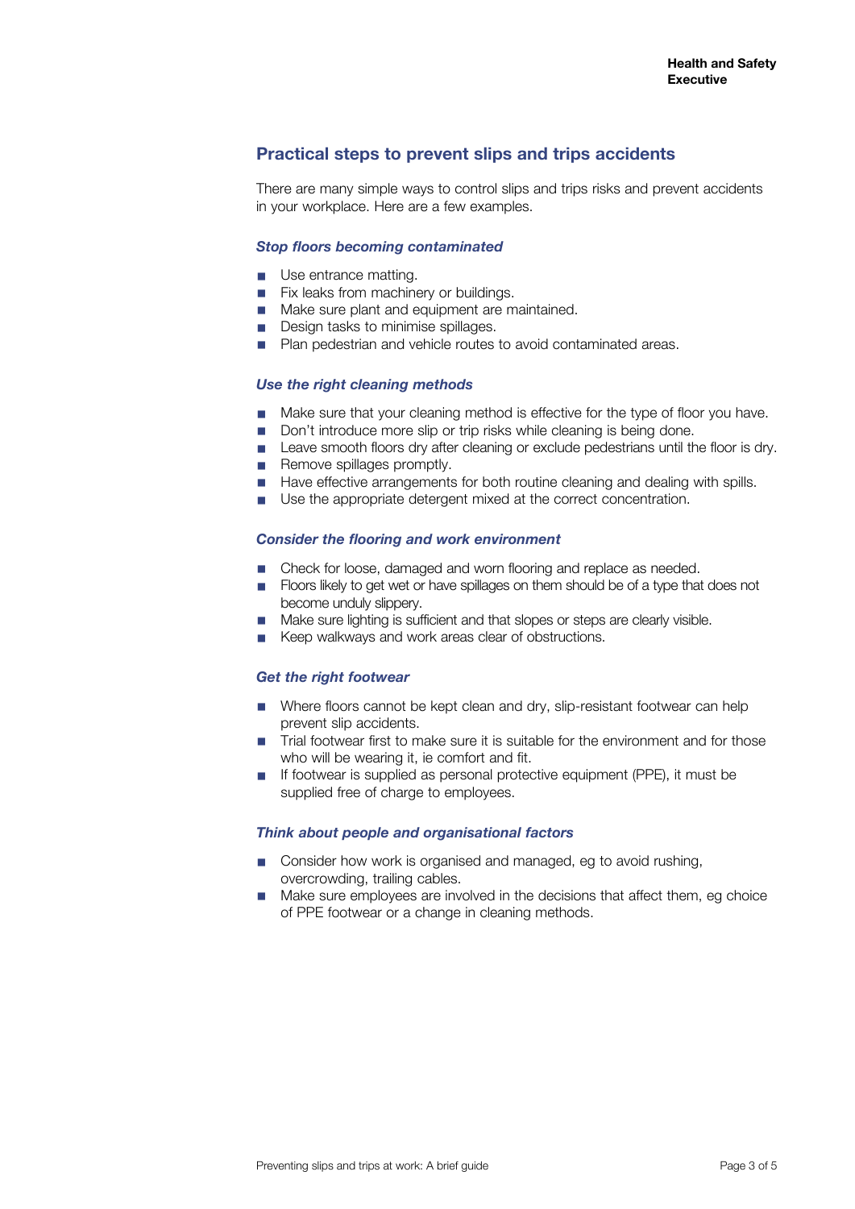## Practical steps to prevent slips and trips accidents

There are many simple ways to control slips and trips risks and prevent accidents in your workplace. Here are a few examples.

### *Stop floors becoming contaminated*

- Use entrance matting.
- Fix leaks from machinery or buildings.
- Make sure plant and equipment are maintained.
- Design tasks to minimise spillages.
- Plan pedestrian and vehicle routes to avoid contaminated areas.

### *Use the right cleaning methods*

- Make sure that your cleaning method is effective for the type of floor you have.
- Don't introduce more slip or trip risks while cleaning is being done.
- Leave smooth floors dry after cleaning or exclude pedestrians until the floor is dry.
- Remove spillages promptly.
- Have effective arrangements for both routine cleaning and dealing with spills.
- Use the appropriate detergent mixed at the correct concentration.

### *Consider the flooring and work environment*

- Check for loose, damaged and worn flooring and replace as needed.
- Floors likely to get wet or have spillages on them should be of a type that does not become unduly slippery.
- Make sure lighting is sufficient and that slopes or steps are clearly visible.
- Keep walkways and work areas clear of obstructions.

### *Get the right footwear*

- Where floors cannot be kept clean and dry, slip-resistant footwear can help prevent slip accidents.
- Trial footwear first to make sure it is suitable for the environment and for those who will be wearing it, ie comfort and fit.
- If footwear is supplied as personal protective equipment (PPE), it must be supplied free of charge to employees.

### *Think about people and organisational factors*

- Consider how work is organised and managed, eg to avoid rushing, overcrowding, trailing cables.
- Make sure employees are involved in the decisions that affect them, eg choice of PPE footwear or a change in cleaning methods.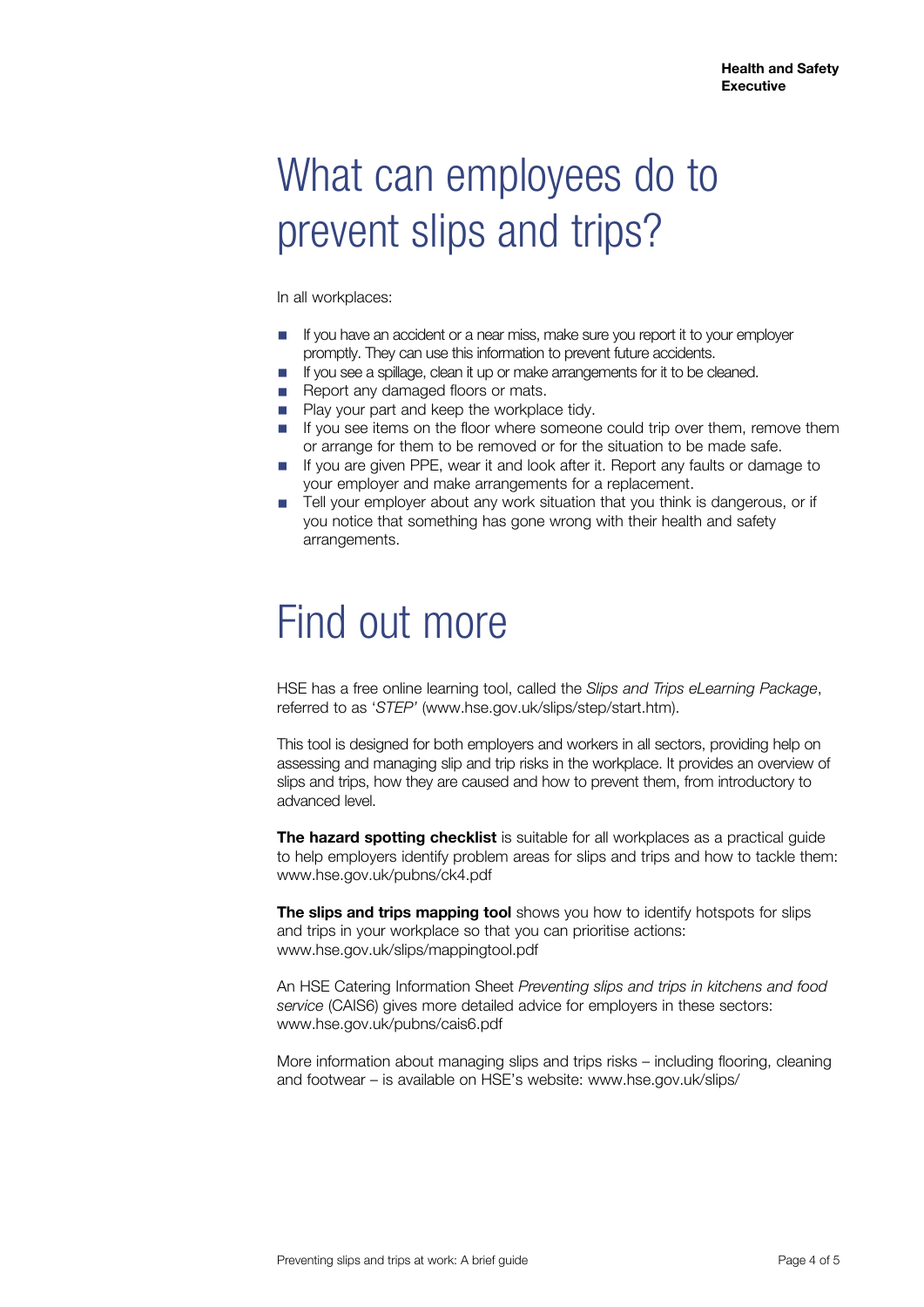# What can employees do to prevent slips and trips?

In all workplaces:

- If you have an accident or a near miss, make sure you report it to your employer promptly. They can use this information to prevent future accidents.
- If you see a spillage, clean it up or make arrangements for it to be cleaned.
- Report any damaged floors or mats.
- Play your part and keep the workplace tidy.
- If you see items on the floor where someone could trip over them, remove them or arrange for them to be removed or for the situation to be made safe.
- If you are given PPE, wear it and look after it. Report any faults or damage to your employer and make arrangements for a replacement.
- Tell your employer about any work situation that you think is dangerous, or if you notice that something has gone wrong with their health and safety arrangements.

# Find out more

HSE has a free online learning tool, called the *Slips and Trips eLearning Package*, referred to as '*STEP*' (www.hse.gov.uk/slips/step/start.htm).

This tool is designed for both employers and workers in all sectors, providing help on assessing and managing slip and trip risks in the workplace. It provides an overview of slips and trips, how they are caused and how to prevent them, from introductory to advanced level.

**The hazard spotting checklist** is suitable for all workplaces as a practical guide to help employers identify problem areas for slips and trips and how to tackle them: www.hse.gov.uk/pubns/ck4.pdf

**The slips and trips mapping tool** shows you how to identify hotspots for slips and trips in your workplace so that you can prioritise actions: www.hse.gov.uk/slips/mappingtool.pdf

An HSE Catering Information Sheet *Preventing slips and trips in kitchens and food service* (CAIS6) gives more detailed advice for employers in these sectors: www.hse.gov.uk/pubns/cais6.pdf

More information about managing slips and trips risks – including flooring, cleaning and footwear – is available on HSE's website: www.hse.gov.uk/slips/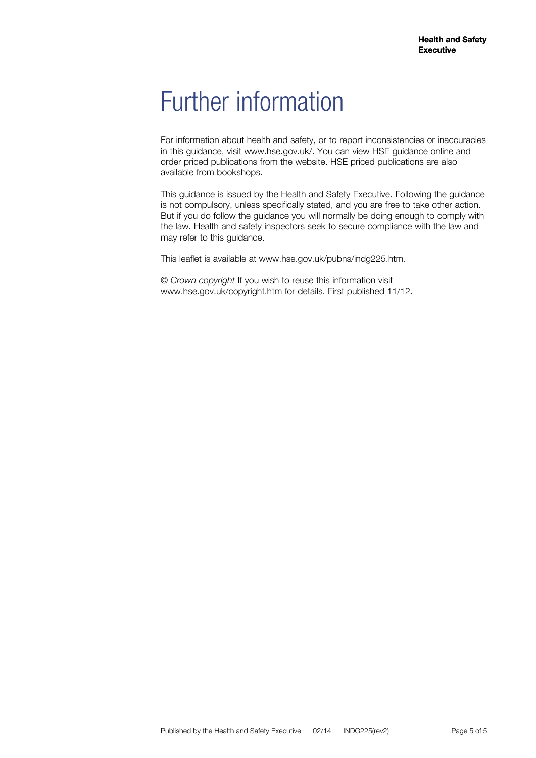# Further information

For information about health and safety, or to report inconsistencies or inaccuracies in this guidance, visit www.hse.gov.uk/. You can view HSE guidance online and order priced publications from the website. HSE priced publications are also available from bookshops.

This guidance is issued by the Health and Safety Executive. Following the guidance is not compulsory, unless specifically stated, and you are free to take other action. But if you do follow the guidance you will normally be doing enough to comply with the law. Health and safety inspectors seek to secure compliance with the law and may refer to this guidance.

This leaflet is available at www.hse.gov.uk/pubns/indg225.htm.

© *Crown copyright* If you wish to reuse this information visit www.hse.gov.uk/copyright.htm for details. First published 11/12.

Published by the Health and Safety Executive 02/14 INDG225(rev2)